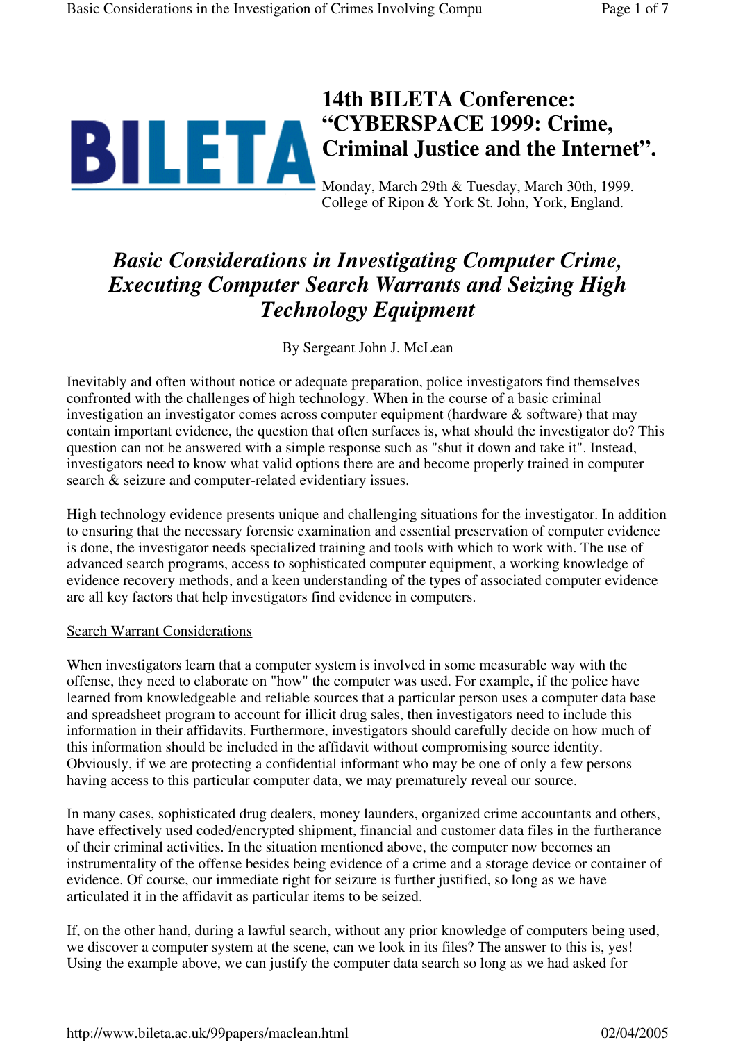# 14th BILETA Conference: "CYBERSPACE 1999: Crime, Criminal Justice and the Internet".

Monday, March 29th & Tuesday, March 30th, 1999.
College of Ripon & York St. John, York, England.

## *Basic Considerations in Investigating Computer Crime, Executing Computer Search Warrants and Seizing High Technology Equipment*

By Sergeant John J. McLean

Inevitably and often without notice or adequate preparation, police investigators find themselves confronted with the challenges of high technology. When in the course of a basic criminal investigation an investigator comes across computer equipment (hardware & software) that may contain important evidence, the question that often surfaces is, what should the investigator do? This question can not be answered with a simple response such as "shut it down and take it". Instead, investigators need to know what valid options there are and become properly trained in computer search & seizure and computer-related evidentiary issues.

High technology evidence presents unique and challenging situations for the investigator. In addition to ensuring that the necessary forensic examination and essential preservation of computer evidence is done, the investigator needs specialized training and tools with which to work with. The use of advanced search programs, access to sophisticated computer equipment, a working knowledge of evidence recovery methods, and a keen understanding of the types of associated computer evidence are all key factors that help investigators find evidence in computers.

### Search Warrant Considerations

When investigators learn that a computer system is involved in some measurable way with the offense, they need to elaborate on "how" the computer was used. For example, if the police have learned from knowledgeable and reliable sources that a particular person uses a computer data base and spreadsheet program to account for illicit drug sales, then investigators need to include this information in their affidavits. Furthermore, investigators should carefully decide on how much of this information should be included in the affidavit without compromising source identity. Obviously, if we are protecting a confidential informant who may be one of only a few persons having access to this particular computer data, we may prematurely reveal our source.

In many cases, sophisticated drug dealers, money launders, organized crime accountants and others, have effectively used coded/encrypted shipment, financial and customer data files in the furtherance of their criminal activities. In the situation mentioned above, the computer now becomes an instrumentality of the offense besides being evidence of a crime and a storage device or container of evidence. Of course, our immediate right for seizure is further justified, so long as we have articulated it in the affidavit as particular items to be seized.

If, on the other hand, during a lawful search, without any prior knowledge of computers being used, we discover a computer system at the scene, can we look in its files? The answer to this is, yes! Using the example above, we can justify the computer data search so long as we had asked for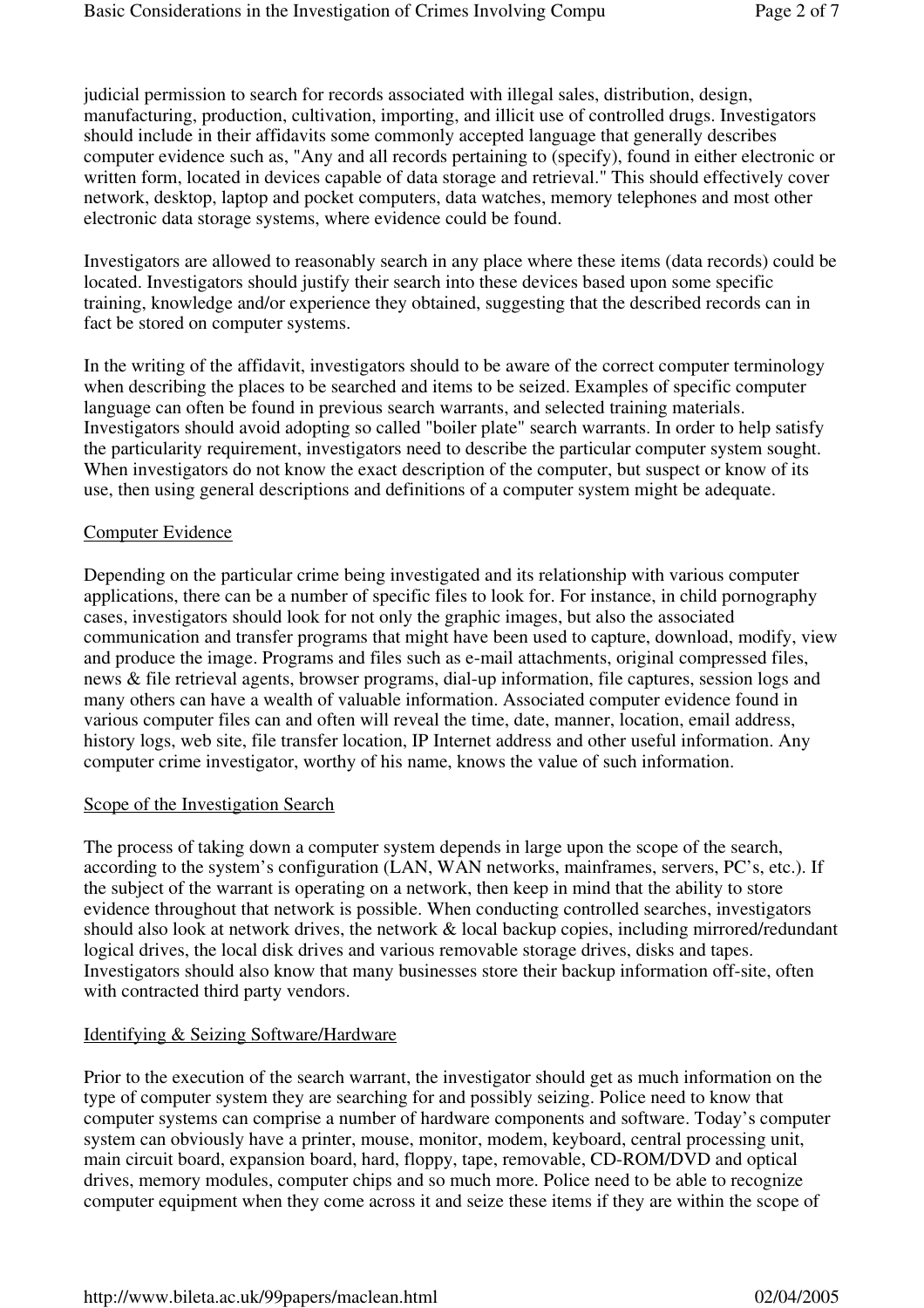judicial permission to search for records associated with illegal sales, distribution, design, manufacturing, production, cultivation, importing, and illicit use of controlled drugs. Investigators should include in their affidavits some commonly accepted language that generally describes computer evidence such as, "Any and all records pertaining to (specify), found in either electronic or written form, located in devices capable of data storage and retrieval." This should effectively cover network, desktop, laptop and pocket computers, data watches, memory telephones and most other electronic data storage systems, where evidence could be found.

Investigators are allowed to reasonably search in any place where these items (data records) could be located. Investigators should justify their search into these devices based upon some specific training, knowledge and/or experience they obtained, suggesting that the described records can in fact be stored on computer systems.

In the writing of the affidavit, investigators should to be aware of the correct computer terminology when describing the places to be searched and items to be seized. Examples of specific computer language can often be found in previous search warrants, and selected training materials. Investigators should avoid adopting so called "boiler plate" search warrants. In order to help satisfy the particularity requirement, investigators need to describe the particular computer system sought. When investigators do not know the exact description of the computer, but suspect or know of its use, then using general descriptions and definitions of a computer system might be adequate.

## Computer Evidence

Depending on the particular crime being investigated and its relationship with various computer applications, there can be a number of specific files to look for. For instance, in child pornography cases, investigators should look for not only the graphic images, but also the associated communication and transfer programs that might have been used to capture, download, modify, view and produce the image. Programs and files such as e-mail attachments, original compressed files, news & file retrieval agents, browser programs, dial-up information, file captures, session logs and many others can have a wealth of valuable information. Associated computer evidence found in various computer files can and often will reveal the time, date, manner, location, email address, history logs, web site, file transfer location, IP Internet address and other useful information. Any computer crime investigator, worthy of his name, knows the value of such information.

## Scope of the Investigation Search

The process of taking down a computer system depends in large upon the scope of the search, according to the system's configuration (LAN, WAN networks, mainframes, servers, PC's, etc.). If the subject of the warrant is operating on a network, then keep in mind that the ability to store evidence throughout that network is possible. When conducting controlled searches, investigators should also look at network drives, the network & local backup copies, including mirrored/redundant logical drives, the local disk drives and various removable storage drives, disks and tapes. Investigators should also know that many businesses store their backup information off-site, often with contracted third party vendors.

## Identifying & Seizing Software/Hardware

Prior to the execution of the search warrant, the investigator should get as much information on the type of computer system they are searching for and possibly seizing. Police need to know that computer systems can comprise a number of hardware components and software. Today's computer system can obviously have a printer, mouse, monitor, modem, keyboard, central processing unit, main circuit board, expansion board, hard, floppy, tape, removable, CD-ROM/DVD and optical drives, memory modules, computer chips and so much more. Police need to be able to recognize computer equipment when they come across it and seize these items if they are within the scope of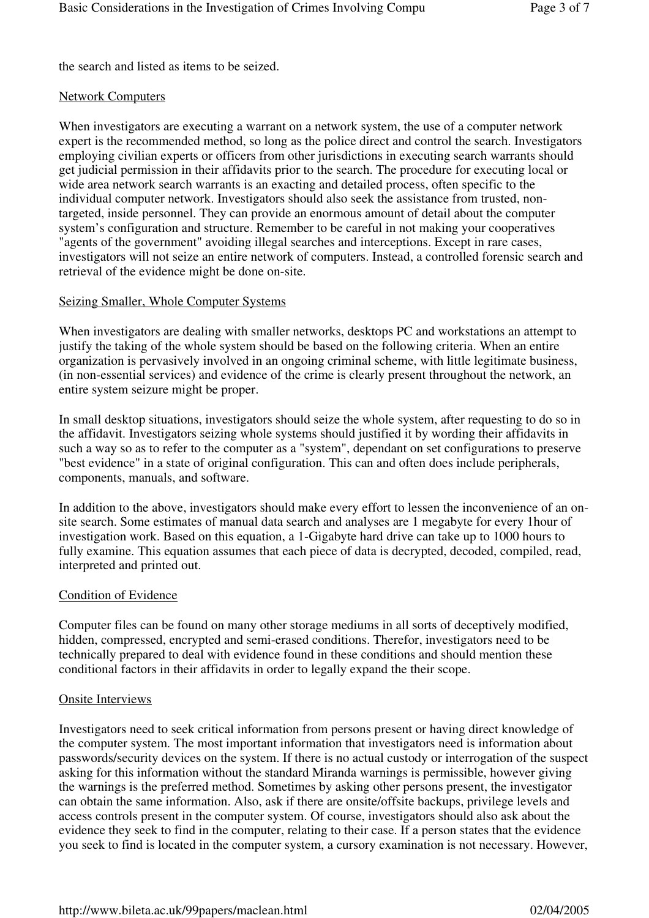the search and listed as items to be seized.

## Network Computers

When investigators are executing a warrant on a network system, the use of a computer network expert is the recommended method, so long as the police direct and control the search. Investigators employing civilian experts or officers from other jurisdictions in executing search warrants should get judicial permission in their affidavits prior to the search. The procedure for executing local or wide area network search warrants is an exacting and detailed process, often specific to the individual computer network. Investigators should also seek the assistance from trusted, non-targeted, inside personnel. They can provide an enormous amount of detail about the computer system's configuration and structure. Remember to be careful in not making your cooperatives "agents of the government" avoiding illegal searches and interceptions. Except in rare cases, investigators will not seize an entire network of computers. Instead, a controlled forensic search and retrieval of the evidence might be done on-site.

## Seizing Smaller, Whole Computer Systems

When investigators are dealing with smaller networks, desktops PC and workstations an attempt to justify the taking of the whole system should be based on the following criteria. When an entire organization is pervasively involved in an ongoing criminal scheme, with little legitimate business, (in non-essential services) and evidence of the crime is clearly present throughout the network, an entire system seizure might be proper.

In small desktop situations, investigators should seize the whole system, after requesting to do so in the affidavit. Investigators seizing whole systems should justified it by wording their affidavits in such a way so as to refer to the computer as a "system", dependant on set configurations to preserve "best evidence" in a state of original configuration. This can and often does include peripherals, components, manuals, and software.

In addition to the above, investigators should make every effort to lessen the inconvenience of an on-site search. Some estimates of manual data search and analyses are 1 megabyte for every 1hour of investigation work. Based on this equation, a 1-Gigabyte hard drive can take up to 1000 hours to fully examine. This equation assumes that each piece of data is decrypted, decoded, compiled, read, interpreted and printed out.

## Condition of Evidence

Computer files can be found on many other storage mediums in all sorts of deceptively modified, hidden, compressed, encrypted and semi-erased conditions. Therefor, investigators need to be technically prepared to deal with evidence found in these conditions and should mention these conditional factors in their affidavits in order to legally expand the their scope.

## Onsite Interviews

Investigators need to seek critical information from persons present or having direct knowledge of the computer system. The most important information that investigators need is information about passwords/security devices on the system. If there is no actual custody or interrogation of the suspect asking for this information without the standard Miranda warnings is permissible, however giving the warnings is the preferred method. Sometimes by asking other persons present, the investigator can obtain the same information. Also, ask if there are onsite/offsite backups, privilege levels and access controls present in the computer system. Of course, investigators should also ask about the evidence they seek to find in the computer, relating to their case. If a person states that the evidence you seek to find is located in the computer system, a cursory examination is not necessary. However,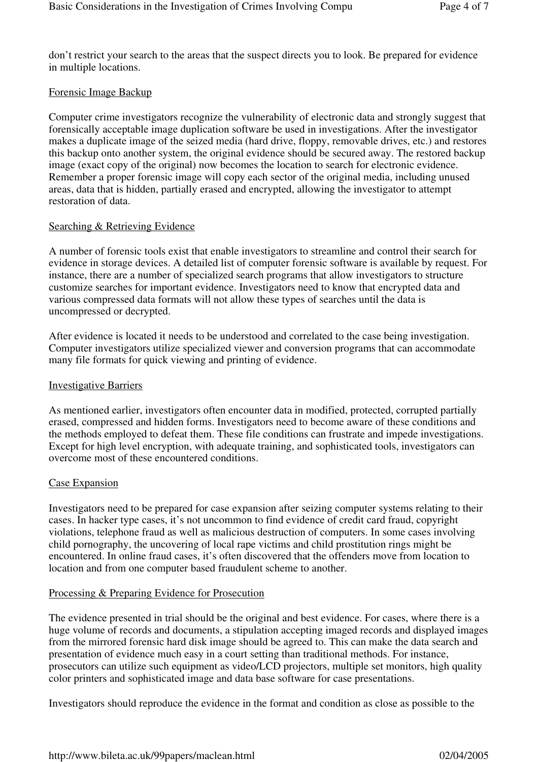don't restrict your search to the areas that the suspect directs you to look. Be prepared for evidence in multiple locations.

### Forensic Image Backup

Computer crime investigators recognize the vulnerability of electronic data and strongly suggest that forensically acceptable image duplication software be used in investigations. After the investigator makes a duplicate image of the seized media (hard drive, floppy, removable drives, etc.) and restores this backup onto another system, the original evidence should be secured away. The restored backup image (exact copy of the original) now becomes the location to search for electronic evidence. Remember a proper forensic image will copy each sector of the original media, including unused areas, data that is hidden, partially erased and encrypted, allowing the investigator to attempt restoration of data.

### Searching & Retrieving Evidence

A number of forensic tools exist that enable investigators to streamline and control their search for evidence in storage devices. A detailed list of computer forensic software is available by request. For instance, there are a number of specialized search programs that allow investigators to structure customize searches for important evidence. Investigators need to know that encrypted data and various compressed data formats will not allow these types of searches until the data is uncompressed or decrypted.

After evidence is located it needs to be understood and correlated to the case being investigation. Computer investigators utilize specialized viewer and conversion programs that can accommodate many file formats for quick viewing and printing of evidence.

### Investigative Barriers

As mentioned earlier, investigators often encounter data in modified, protected, corrupted partially erased, compressed and hidden forms. Investigators need to become aware of these conditions and the methods employed to defeat them. These file conditions can frustrate and impede investigations. Except for high level encryption, with adequate training, and sophisticated tools, investigators can overcome most of these encountered conditions.

### Case Expansion

Investigators need to be prepared for case expansion after seizing computer systems relating to their cases. In hacker type cases, it's not uncommon to find evidence of credit card fraud, copyright violations, telephone fraud as well as malicious destruction of computers. In some cases involving child pornography, the uncovering of local rape victims and child prostitution rings might be encountered. In online fraud cases, it's often discovered that the offenders move from location to location and from one computer based fraudulent scheme to another.

### Processing & Preparing Evidence for Prosecution

The evidence presented in trial should be the original and best evidence. For cases, where there is a huge volume of records and documents, a stipulation accepting imaged records and displayed images from the mirrored forensic hard disk image should be agreed to. This can make the data search and presentation of evidence much easy in a court setting than traditional methods. For instance, prosecutors can utilize such equipment as video/LCD projectors, multiple set monitors, high quality color printers and sophisticated image and data base software for case presentations.

Investigators should reproduce the evidence in the format and condition as close as possible to the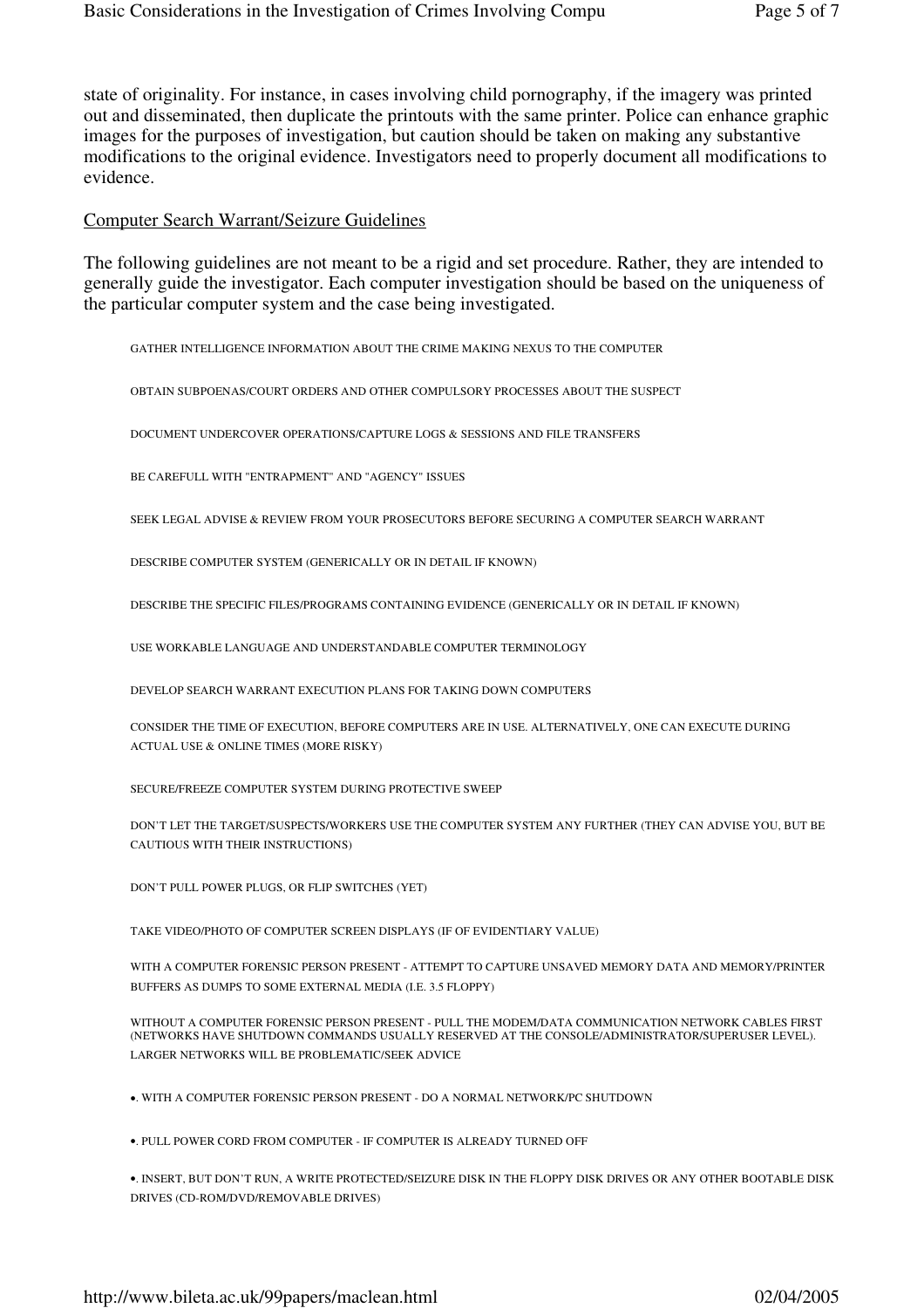state of originality. For instance, in cases involving child pornography, if the imagery was printed out and disseminated, then duplicate the printouts with the same printer. Police can enhance graphic images for the purposes of investigation, but caution should be taken on making any substantive modifications to the original evidence. Investigators need to properly document all modifications to evidence.

Computer Search Warrant/Seizure Guidelines

The following guidelines are not meant to be a rigid and set procedure. Rather, they are intended to generally guide the investigator. Each computer investigation should be based on the uniqueness of the particular computer system and the case being investigated.

GATHER INTELLIGENCE INFORMATION ABOUT THE CRIME MAKING NEXUS TO THE COMPUTER

OBTAIN SUBPOENAS/COURT ORDERS AND OTHER COMPULSORY PROCESSES ABOUT THE SUSPECT

DOCUMENT UNDERCOVER OPERATIONS/CAPTURE LOGS & SESSIONS AND FILE TRANSFERS

BE CAREFULL WITH "ENTRAPMENT" AND "AGENCY" ISSUES

SEEK LEGAL ADVISE & REVIEW FROM YOUR PROSECUTORS BEFORE SECURING A COMPUTER SEARCH WARRANT

DESCRIBE COMPUTER SYSTEM (GENERICALLY OR IN DETAIL IF KNOWN)

DESCRIBE THE SPECIFIC FILES/PROGRAMS CONTAINING EVIDENCE (GENERICALLY OR IN DETAIL IF KNOWN)

USE WORKABLE LANGUAGE AND UNDERSTANDABLE COMPUTER TERMINOLOGY

DEVELOP SEARCH WARRANT EXECUTION PLANS FOR TAKING DOWN COMPUTERS

CONSIDER THE TIME OF EXECUTION, BEFORE COMPUTERS ARE IN USE. ALTERNATIVELY, ONE CAN EXECUTE DURING ACTUAL USE & ONLINE TIMES (MORE RISKY)

SECURE/FREEZE COMPUTER SYSTEM DURING PROTECTIVE SWEEP

DON'T LET THE TARGET/SUSPECTS/WORKERS USE THE COMPUTER SYSTEM ANY FURTHER (THEY CAN ADVISE YOU, BUT BE CAUTIOUS WITH THEIR INSTRUCTIONS)

DON'T PULL POWER PLUGS, OR FLIP SWITCHES (YET)

TAKE VIDEO/PHOTO OF COMPUTER SCREEN DISPLAYS (IF OF EVIDENTIARY VALUE)

WITH A COMPUTER FORENSIC PERSON PRESENT - ATTEMPT TO CAPTURE UNSAVED MEMORY DATA AND MEMORY/PRINTER BUFFERS AS DUMPS TO SOME EXTERNAL MEDIA (I.E. 3.5 FLOPPY)

WITHOUT A COMPUTER FORENSIC PERSON PRESENT - PULL THE MODEM/DATA COMMUNICATION NETWORK CABLES FIRST (NETWORKS HAVE SHUTDOWN COMMANDS USUALLY RESERVED AT THE CONSOLE/ADMINISTRATOR/SUPERUSER LEVEL). LARGER NETWORKS WILL BE PROBLEMATIC/SEEK ADVICE

- WITH A COMPUTER FORENSIC PERSON PRESENT - DO A NORMAL NETWORK/PC SHUTDOWN

- PULL POWER CORD FROM COMPUTER - IF COMPUTER IS ALREADY TURNED OFF

- INSERT, BUT DON'T RUN, A WRITE PROTECTED/SEIZURE DISK IN THE FLOPPY DISK DRIVES OR ANY OTHER BOOTABLE DISK DRIVES (CD-ROM/DVD/REMOVABLE DRIVES)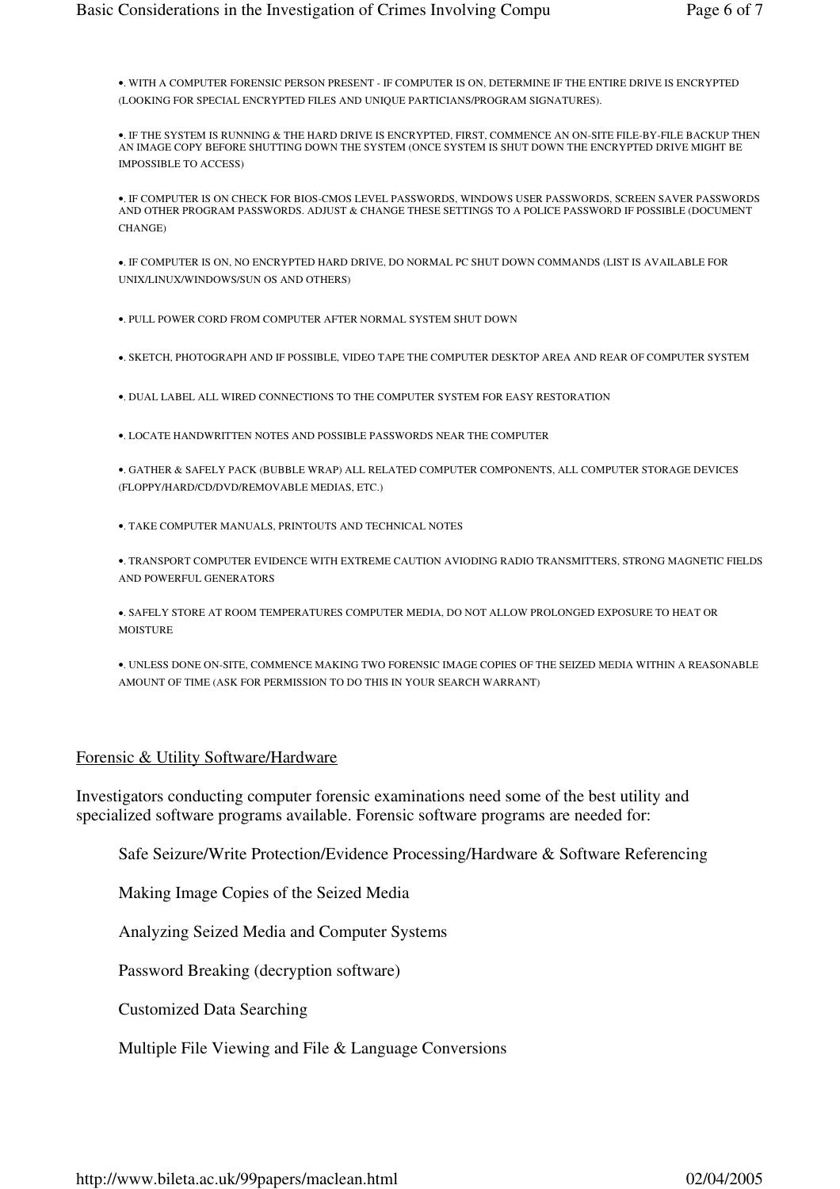- . WITH A COMPUTER FORENSIC PERSON PRESENT - IF COMPUTER IS ON, DETERMINE IF THE ENTIRE DRIVE IS ENCRYPTED (LOOKING FOR SPECIAL ENCRYPTED FILES AND UNIQUE PARTICIANS/PROGRAM SIGNATURES).

- . IF THE SYSTEM IS RUNNING & THE HARD DRIVE IS ENCRYPTED, FIRST, COMMENCE AN ON-SITE FILE-BY-FILE BACKUP THEN AN IMAGE COPY BEFORE SHUTTING DOWN THE SYSTEM (ONCE SYSTEM IS SHUT DOWN THE ENCRYPTED DRIVE MIGHT BE IMPOSSIBLE TO ACCESS)

- . IF COMPUTER IS ON CHECK FOR BIOS-CMOS LEVEL PASSWORDS, WINDOWS USER PASSWORDS, SCREEN SAVER PASSWORDS AND OTHER PROGRAM PASSWORDS. ADJUST & CHANGE THESE SETTINGS TO A POLICE PASSWORD IF POSSIBLE (DOCUMENT CHANGE)

- . IF COMPUTER IS ON, NO ENCRYPTED HARD DRIVE, DO NORMAL PC SHUT DOWN COMMANDS (LIST IS AVAILABLE FOR UNIX/LINUX/WINDOWS/SUN OS AND OTHERS)

- . PULL POWER CORD FROM COMPUTER AFTER NORMAL SYSTEM SHUT DOWN

- . SKETCH, PHOTOGRAPH AND IF POSSIBLE, VIDEO TAPE THE COMPUTER DESKTOP AREA AND REAR OF COMPUTER SYSTEM

- . DUAL LABEL ALL WIRED CONNECTIONS TO THE COMPUTER SYSTEM FOR EASY RESTORATION

- . LOCATE HANDWRITTEN NOTES AND POSSIBLE PASSWORDS NEAR THE COMPUTER

- . GATHER & SAFELY PACK (BUBBLE WRAP) ALL RELATED COMPUTER COMPONENTS, ALL COMPUTER STORAGE DEVICES (FLOPPY/HARD/CD/DVD/REMOVABLE MEDIAS, ETC.)

- . TAKE COMPUTER MANUALS, PRINTOUTS AND TECHNICAL NOTES

- . TRANSPORT COMPUTER EVIDENCE WITH EXTREME CAUTION AVIODING RADIO TRANSMITTERS, STRONG MAGNETIC FIELDS AND POWERFUL GENERATORS

- . SAFELY STORE AT ROOM TEMPERATURES COMPUTER MEDIA, DO NOT ALLOW PROLONGED EXPOSURE TO HEAT OR MOISTURE

- . UNLESS DONE ON-SITE, COMMENCE MAKING TWO FORENSIC IMAGE COPIES OF THE SEIZED MEDIA WITHIN A REASONABLE AMOUNT OF TIME (ASK FOR PERMISSION TO DO THIS IN YOUR SEARCH WARRANT)

## Forensic & Utility Software/Hardware

Investigators conducting computer forensic examinations need some of the best utility and specialized software programs available. Forensic software programs are needed for:

Safe Seizure/Write Protection/Evidence Processing/Hardware & Software Referencing

Making Image Copies of the Seized Media

Analyzing Seized Media and Computer Systems

Password Breaking (decryption software)

Customized Data Searching

Multiple File Viewing and File & Language Conversions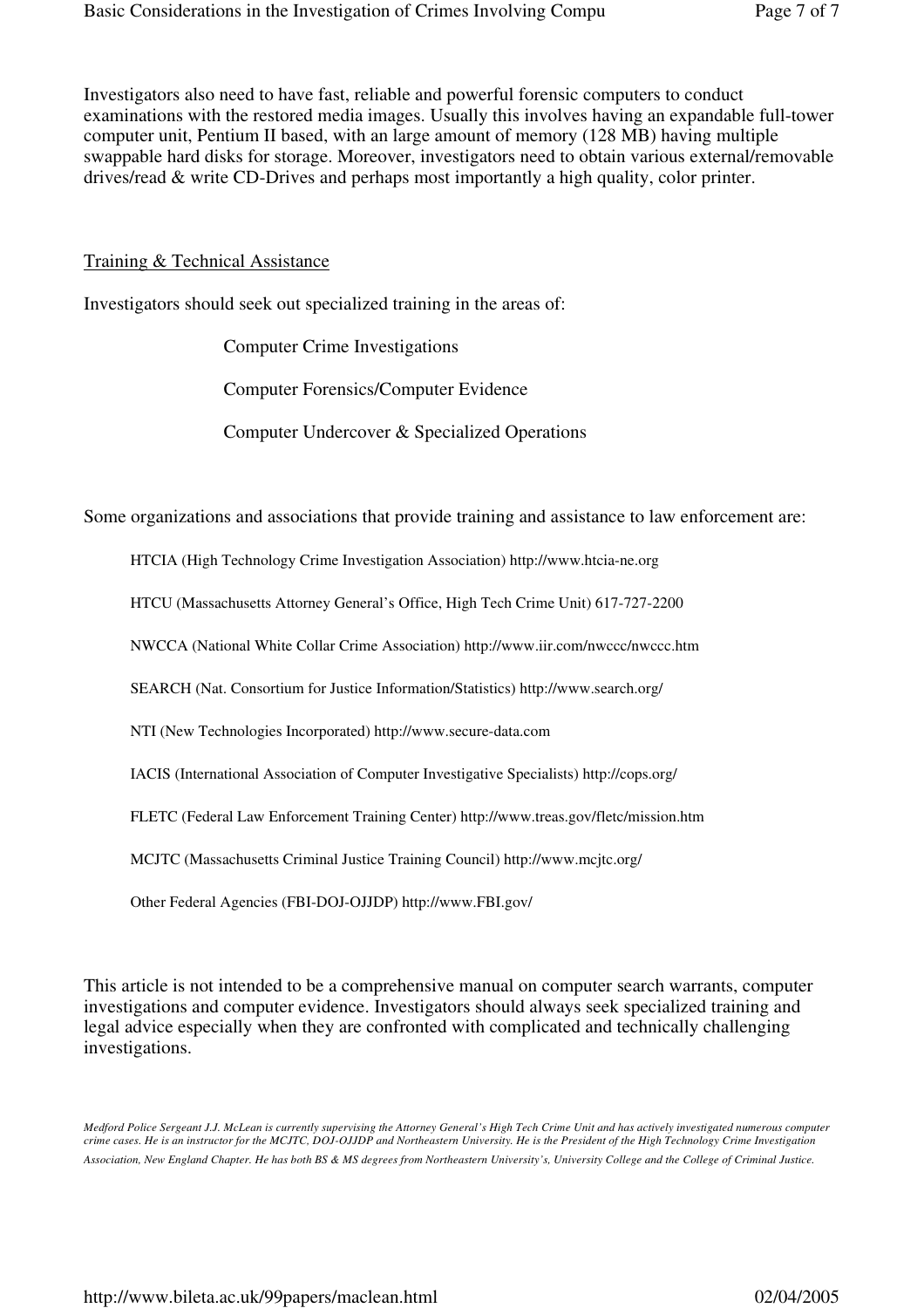Investigators also need to have fast, reliable and powerful forensic computers to conduct examinations with the restored media images. Usually this involves having an expandable full-tower computer unit, Pentium II based, with an large amount of memory (128 MB) having multiple swappable hard disks for storage. Moreover, investigators need to obtain various external/removable drives/read & write CD-Drives and perhaps most importantly a high quality, color printer.

## Training & Technical Assistance

Investigators should seek out specialized training in the areas of:

Computer Crime Investigations

Computer Forensics/Computer Evidence

Computer Undercover & Specialized Operations

Some organizations and associations that provide training and assistance to law enforcement are:

HTCIA (High Technology Crime Investigation Association) http://www.htcia-ne.org

HTCU (Massachusetts Attorney General's Office, High Tech Crime Unit) 617-727-2200

NWCCA (National White Collar Crime Association) http://www.iir.com/nwccc/nwccc.htm

SEARCH (Nat. Consortium for Justice Information/Statistics) http://www.search.org/

NTI (New Technologies Incorporated) http://www.secure-data.com

IACIS (International Association of Computer Investigative Specialists) http://cops.org/

FLETC (Federal Law Enforcement Training Center) http://www.treas.gov/fletc/mission.htm

MCJTC (Massachusetts Criminal Justice Training Council) http://www.mcjtc.org/

Other Federal Agencies (FBI-DOJ-OJJDP) http://www.FBI.gov/

This article is not intended to be a comprehensive manual on computer search warrants, computer investigations and computer evidence. Investigators should always seek specialized training and legal advice especially when they are confronted with complicated and technically challenging investigations.

*Medford Police Sergeant J.J. McLean is currently supervising the Attorney General's High Tech Crime Unit and has actively investigated numerous computer crime cases. He is an instructor for the MCJTC, DOJ-OJJDP and Northeastern University. He is the President of the High Technology Crime Investigation Association, New England Chapter. He has both BS & MS degrees from Northeastern University's, University College and the College of Criminal Justice.*